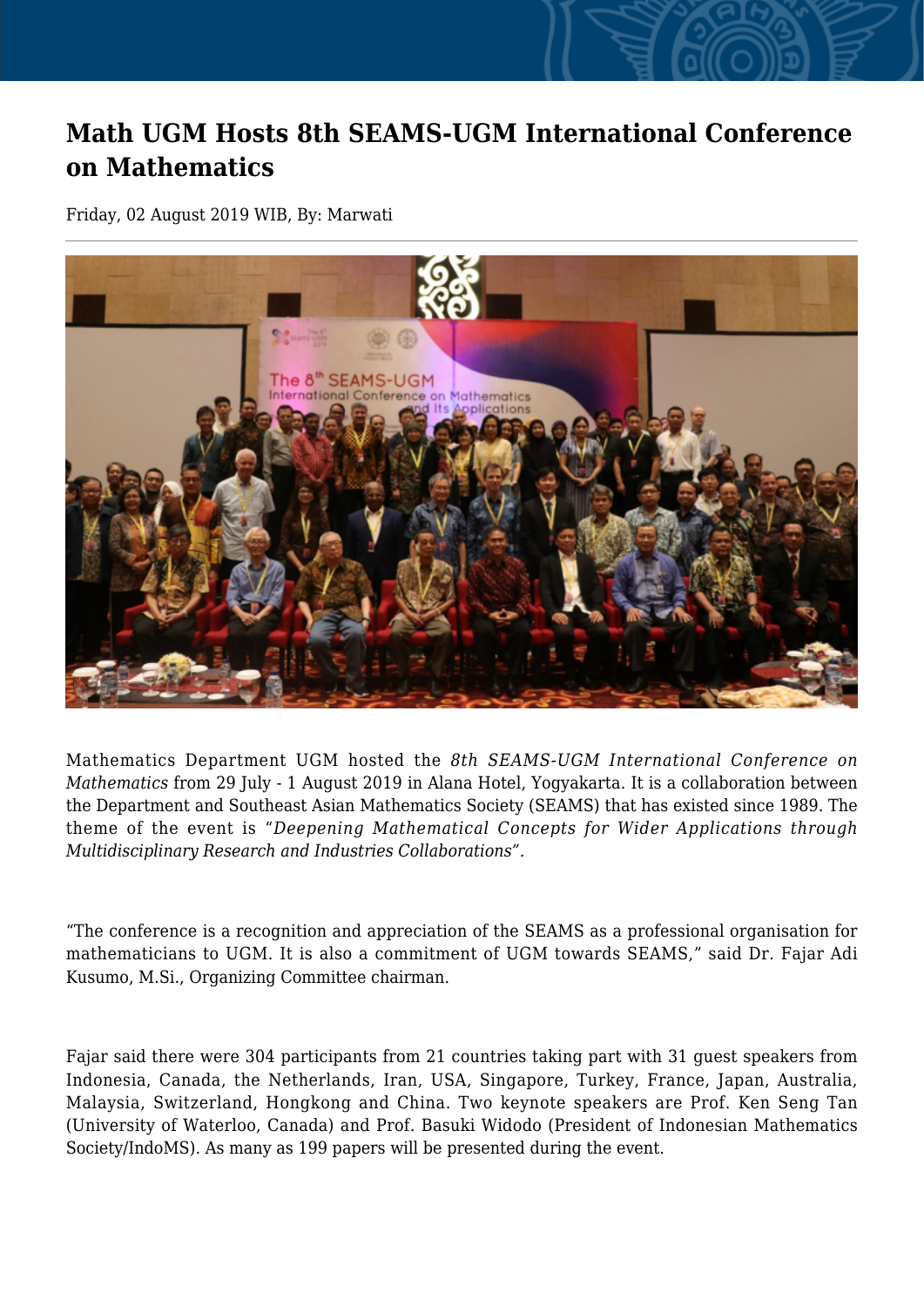# Math UGM Hosts 8th SEAMS-UGM International Conference on Mathematics

Friday, 02 August 2019 WIB, By: Marwati

Mathematics Department UGM hosted the *8th SEAMS-UGM International Conference on Mathematics* from 29 July - 1 August 2019 in Alana Hotel, Yogyakarta. It is a collaboration between the Department and Southeast Asian Mathematics Society (SEAMS) that has existed since 1989. The theme of the event is "*Deepening Mathematical Concepts for Wider Applications through Multidisciplinary Research and Industries Collaborations*".

"The conference is a recognition and appreciation of the SEAMS as a professional organisation for mathematicians to UGM. It is also a commitment of UGM towards SEAMS," said Dr. Fajar Adi Kusumo, M.Si., Organizing Committee chairman.

Fajar said there were 304 participants from 21 countries taking part with 31 guest speakers from Indonesia, Canada, the Netherlands, Iran, USA, Singapore, Turkey, France, Japan, Australia, Malaysia, Switzerland, Hongkong and China. Two keynote speakers are Prof. Ken Seng Tan (University of Waterloo, Canada) and Prof. Basuki Widodo (President of Indonesian Mathematics Society/IndoMS). As many as 199 papers will be presented during the event.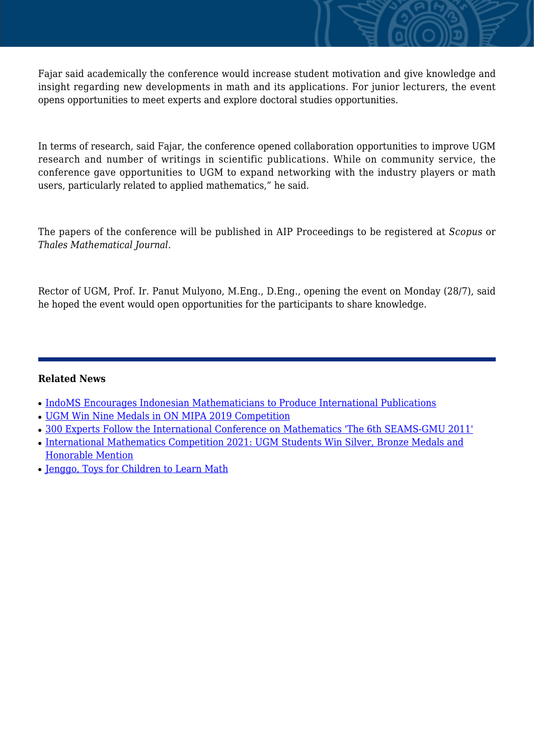Fajar said academically the conference would increase student motivation and give knowledge and insight regarding new developments in math and its applications. For junior lecturers, the event opens opportunities to meet experts and explore doctoral studies opportunities.

In terms of research, said Fajar, the conference opened collaboration opportunities to improve UGM research and number of writings in scientific publications. While on community service, the conference gave opportunities to UGM to expand networking with the industry players or math users, particularly related to applied mathematics," he said.

The papers of the conference will be published in AIP Proceedings to be registered at *Scopus* or *Thales Mathematical Journal*.

Rector of UGM, Prof. Ir. Panut Mulyono, M.Eng., D.Eng., opening the event on Monday (28/7), said he hoped the event would open opportunities for the participants to share knowledge.

---

**Related News**

- IndoMS Encourages Indonesian Mathematicians to Produce International Publications
- UGM Win Nine Medals in ON MIPA 2019 Competition
- 300 Experts Follow the International Conference on Mathematics 'The 6th SEAMS-GMU 2011'
- International Mathematics Competition 2021: UGM Students Win Silver, Bronze Medals and Honorable Mention
- Jenggo, Toys for Children to Learn Math